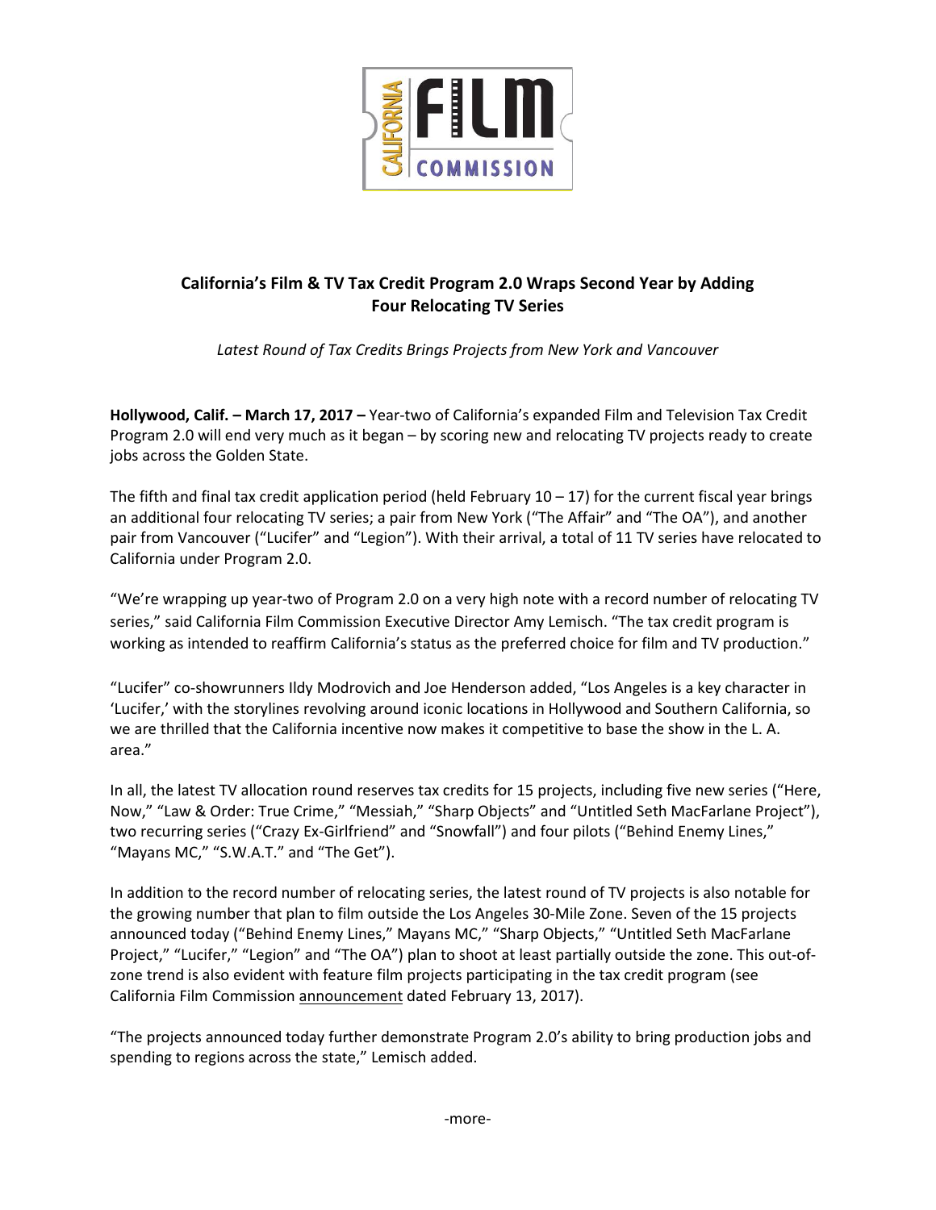# California's Film & TV Tax Credit Program 2.0 Wraps Second Year by Adding Four Relocating TV Series

*Latest Round of Tax Credits Brings Projects from New York and Vancouver*

**Hollywood, Calif. – March 17, 2017 –** Year-two of California's expanded Film and Television Tax Credit Program 2.0 will end very much as it began – by scoring new and relocating TV projects ready to create jobs across the Golden State.

The fifth and final tax credit application period (held February 10 – 17) for the current fiscal year brings an additional four relocating TV series; a pair from New York ("The Affair" and "The OA"), and another pair from Vancouver ("Lucifer" and "Legion"). With their arrival, a total of 11 TV series have relocated to California under Program 2.0.

"We're wrapping up year-two of Program 2.0 on a very high note with a record number of relocating TV series," said California Film Commission Executive Director Amy Lemisch. "The tax credit program is working as intended to reaffirm California's status as the preferred choice for film and TV production."

"Lucifer" co-showrunners Ildy Modrovich and Joe Henderson added, "Los Angeles is a key character in 'Lucifer,' with the storylines revolving around iconic locations in Hollywood and Southern California, so we are thrilled that the California incentive now makes it competitive to base the show in the L. A. area."

In all, the latest TV allocation round reserves tax credits for 15 projects, including five new series ("Here, Now," "Law & Order: True Crime," "Messiah," "Sharp Objects" and "Untitled Seth MacFarlane Project"), two recurring series ("Crazy Ex-Girlfriend" and "Snowfall") and four pilots ("Behind Enemy Lines," "Mayans MC," "S.W.A.T." and "The Get").

In addition to the record number of relocating series, the latest round of TV projects is also notable for the growing number that plan to film outside the Los Angeles 30-Mile Zone. Seven of the 15 projects announced today ("Behind Enemy Lines," Mayans MC," "Sharp Objects," "Untitled Seth MacFarlane Project," "Lucifer," "Legion" and "The OA") plan to shoot at least partially outside the zone. This out-of-zone trend is also evident with feature film projects participating in the tax credit program (see California Film Commission announcement dated February 13, 2017).

"The projects announced today further demonstrate Program 2.0's ability to bring production jobs and spending to regions across the state," Lemisch added.

-more-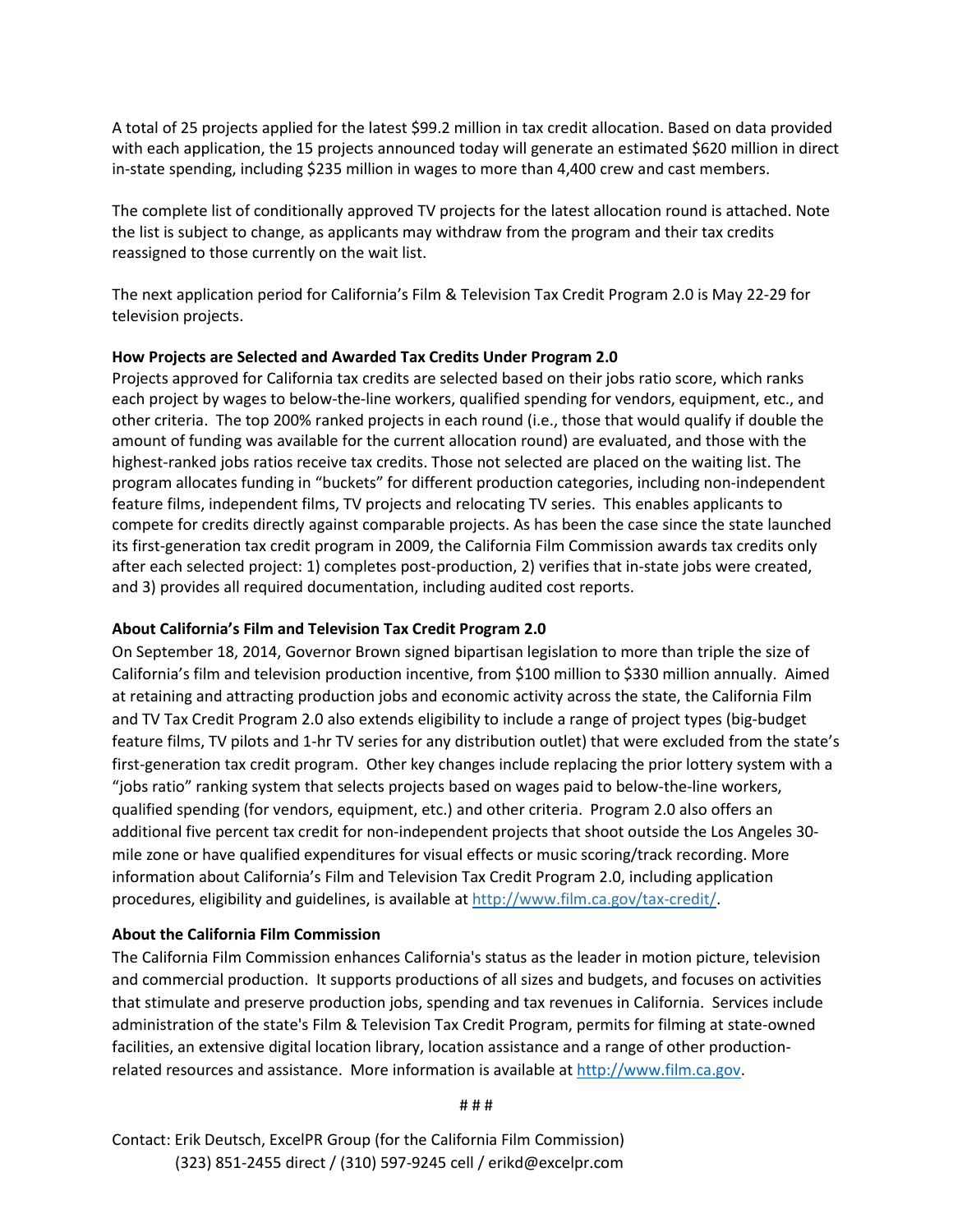A total of 25 projects applied for the latest $99.2 million in tax credit allocation. Based on data provided with each application, the 15 projects announced today will generate an estimated $620 million in direct in-state spending, including $235 million in wages to more than 4,400 crew and cast members.

The complete list of conditionally approved TV projects for the latest allocation round is attached. Note the list is subject to change, as applicants may withdraw from the program and their tax credits reassigned to those currently on the wait list.

The next application period for California's Film & Television Tax Credit Program 2.0 is May 22-29 for television projects.

**How Projects are Selected and Awarded Tax Credits Under Program 2.0**

Projects approved for California tax credits are selected based on their jobs ratio score, which ranks each project by wages to below-the-line workers, qualified spending for vendors, equipment, etc., and other criteria. The top 200% ranked projects in each round (i.e., those that would qualify if double the amount of funding was available for the current allocation round) are evaluated, and those with the highest-ranked jobs ratios receive tax credits. Those not selected are placed on the waiting list. The program allocates funding in "buckets" for different production categories, including non-independent feature films, independent films, TV projects and relocating TV series. This enables applicants to compete for credits directly against comparable projects. As has been the case since the state launched its first-generation tax credit program in 2009, the California Film Commission awards tax credits only after each selected project: 1) completes post-production, 2) verifies that in-state jobs were created, and 3) provides all required documentation, including audited cost reports.

**About California's Film and Television Tax Credit Program 2.0**

On September 18, 2014, Governor Brown signed bipartisan legislation to more than triple the size of California's film and television production incentive, from $100 million to $330 million annually. Aimed at retaining and attracting production jobs and economic activity across the state, the California Film and TV Tax Credit Program 2.0 also extends eligibility to include a range of project types (big-budget feature films, TV pilots and 1-hr TV series for any distribution outlet) that were excluded from the state's first-generation tax credit program. Other key changes include replacing the prior lottery system with a "jobs ratio" ranking system that selects projects based on wages paid to below-the-line workers, qualified spending (for vendors, equipment, etc.) and other criteria. Program 2.0 also offers an additional five percent tax credit for non-independent projects that shoot outside the Los Angeles 30-mile zone or have qualified expenditures for visual effects or music scoring/track recording. More information about California's Film and Television Tax Credit Program 2.0, including application procedures, eligibility and guidelines, is available at http://www.film.ca.gov/tax-credit/.

**About the California Film Commission**

The California Film Commission enhances California's status as the leader in motion picture, television and commercial production. It supports productions of all sizes and budgets, and focuses on activities that stimulate and preserve production jobs, spending and tax revenues in California. Services include administration of the state's Film & Television Tax Credit Program, permits for filming at state-owned facilities, an extensive digital location library, location assistance and a range of other production-related resources and assistance. More information is available at http://www.film.ca.gov.

# # #

Contact: Erik Deutsch, ExcelPR Group (for the California Film Commission)
(323) 851-2455 direct / (310) 597-9245 cell / erikd@excelpr.com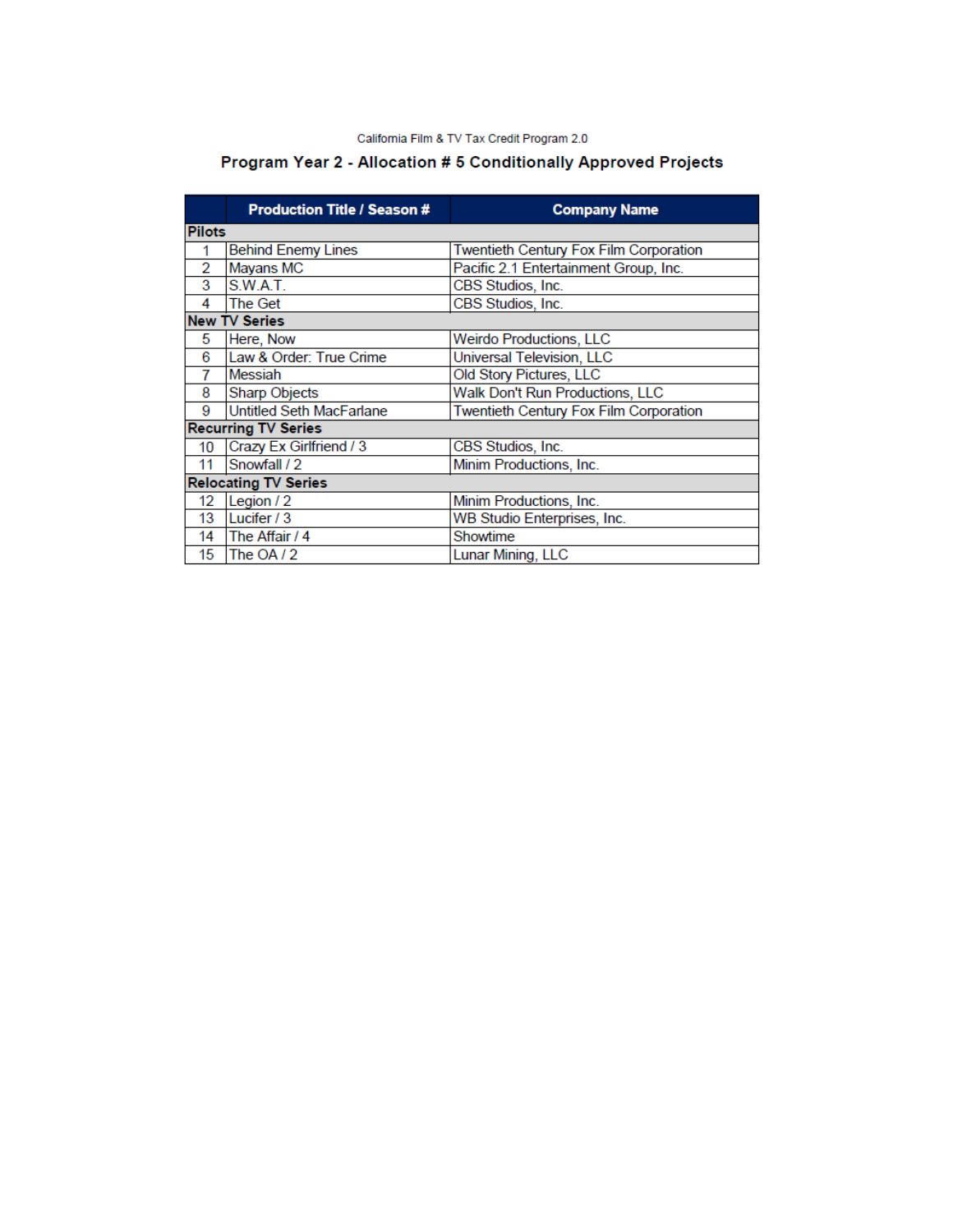California Film & TV Tax Credit Program 2.0

## Program Year 2 - Allocation # 5 Conditionally Approved Projects

| | Production Title / Season # | Company Name |
|---|---|---|
| **Pilots** | | |
| 1 | Behind Enemy Lines | Twentieth Century Fox Film Corporation |
| 2 | Mayans MC | Pacific 2.1 Entertainment Group, Inc. |
| 3 | S.W.A.T. | CBS Studios, Inc. |
| 4 | The Get | CBS Studios, Inc. |
| **New TV Series** | | |
| 5 | Here, Now | Weirdo Productions, LLC |
| 6 | Law & Order: True Crime | Universal Television, LLC |
| 7 | Messiah | Old Story Pictures, LLC |
| 8 | Sharp Objects | Walk Don't Run Productions, LLC |
| 9 | Untitled Seth MacFarlane | Twentieth Century Fox Film Corporation |
| **Recurring TV Series** | | |
| 10 | Crazy Ex Girlfriend / 3 | CBS Studios, Inc. |
| 11 | Snowfall / 2 | Minim Productions, Inc. |
| **Relocating TV Series** | | |
| 12 | Legion / 2 | Minim Productions, Inc. |
| 13 | Lucifer / 3 | WB Studio Enterprises, Inc. |
| 14 | The Affair / 4 | Showtime |
| 15 | The OA / 2 | Lunar Mining, LLC |